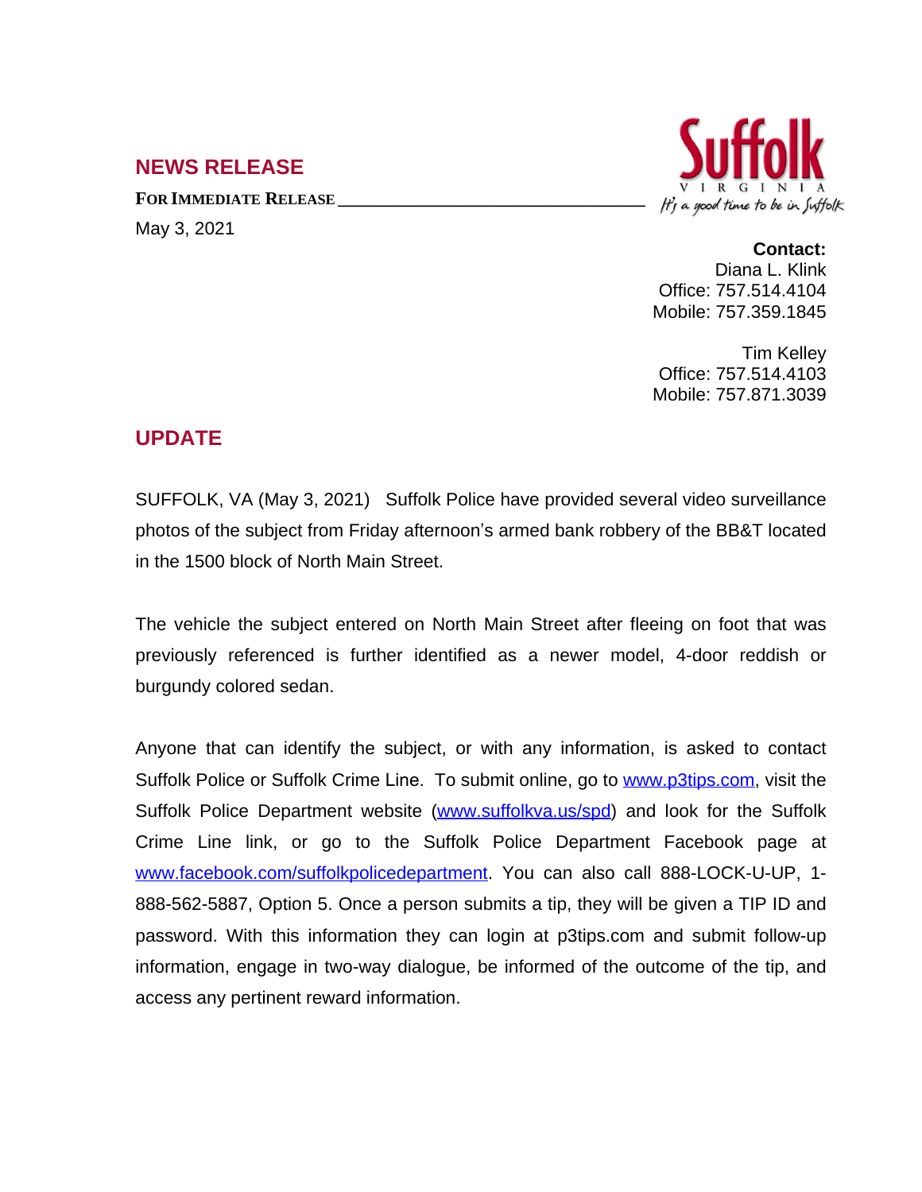## NEWS RELEASE

**FOR IMMEDIATE RELEASE**

May 3, 2021

Suffolk
VIRGINIA
It's a good time to be in Suffolk

**Contact:**
Diana L. Klink
Office: 757.514.4104
Mobile: 757.359.1845

Tim Kelley
Office: 757.514.4103
Mobile: 757.871.3039

## UPDATE

SUFFOLK, VA (May 3, 2021) Suffolk Police have provided several video surveillance photos of the subject from Friday afternoon's armed bank robbery of the BB&T located in the 1500 block of North Main Street.

The vehicle the subject entered on North Main Street after fleeing on foot that was previously referenced is further identified as a newer model, 4-door reddish or burgundy colored sedan.

Anyone that can identify the subject, or with any information, is asked to contact Suffolk Police or Suffolk Crime Line. To submit online, go to www.p3tips.com, visit the Suffolk Police Department website (www.suffolkva.us/spd) and look for the Suffolk Crime Line link, or go to the Suffolk Police Department Facebook page at www.facebook.com/suffolkpolicedepartment. You can also call 888-LOCK-U-UP, 1-888-562-5887, Option 5. Once a person submits a tip, they will be given a TIP ID and password. With this information they can login at p3tips.com and submit follow-up information, engage in two-way dialogue, be informed of the outcome of the tip, and access any pertinent reward information.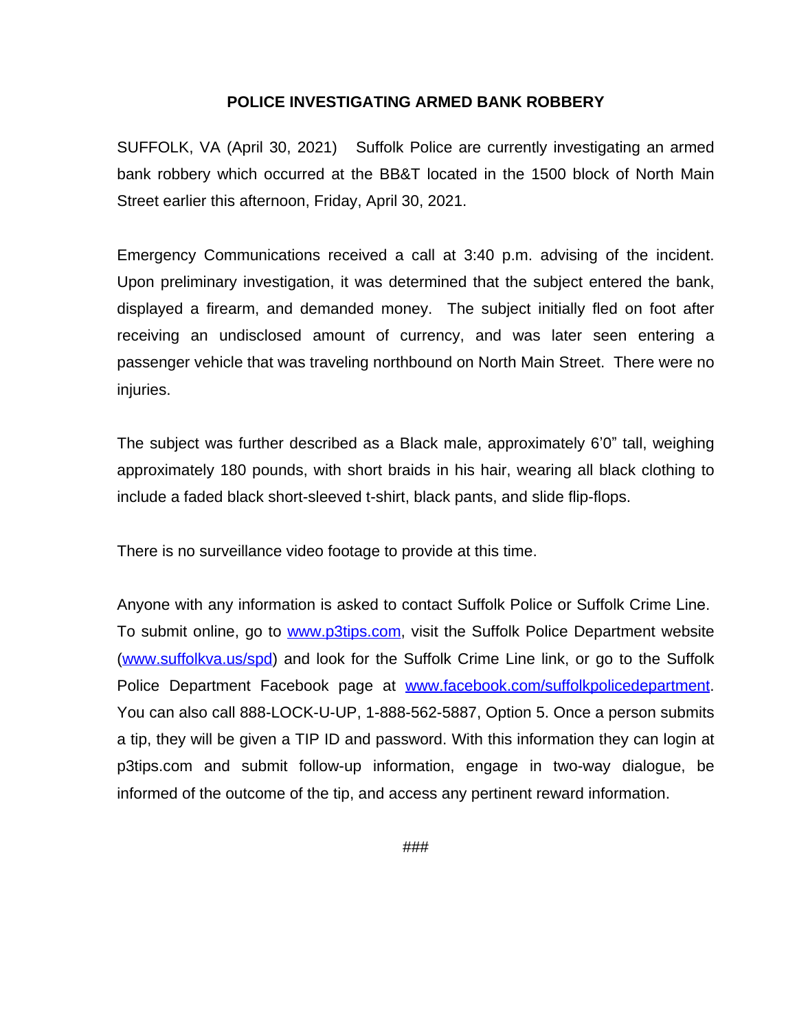# POLICE INVESTIGATING ARMED BANK ROBBERY

SUFFOLK, VA (April 30, 2021) Suffolk Police are currently investigating an armed bank robbery which occurred at the BB&T located in the 1500 block of North Main Street earlier this afternoon, Friday, April 30, 2021.

Emergency Communications received a call at 3:40 p.m. advising of the incident. Upon preliminary investigation, it was determined that the subject entered the bank, displayed a firearm, and demanded money. The subject initially fled on foot after receiving an undisclosed amount of currency, and was later seen entering a passenger vehicle that was traveling northbound on North Main Street. There were no injuries.

The subject was further described as a Black male, approximately 6'0" tall, weighing approximately 180 pounds, with short braids in his hair, wearing all black clothing to include a faded black short-sleeved t-shirt, black pants, and slide flip-flops.

There is no surveillance video footage to provide at this time.

Anyone with any information is asked to contact Suffolk Police or Suffolk Crime Line. To submit online, go to [www.p3tips.com](http://www.p3tips.com), visit the Suffolk Police Department website ([www.suffolkva.us/spd](http://www.suffolkva.us/spd)) and look for the Suffolk Crime Line link, or go to the Suffolk Police Department Facebook page at [www.facebook.com/suffolkpolicedepartment](http://www.facebook.com/suffolkpolicedepartment). You can also call 888-LOCK-U-UP, 1-888-562-5887, Option 5. Once a person submits a tip, they will be given a TIP ID and password. With this information they can login at p3tips.com and submit follow-up information, engage in two-way dialogue, be informed of the outcome of the tip, and access any pertinent reward information.

###